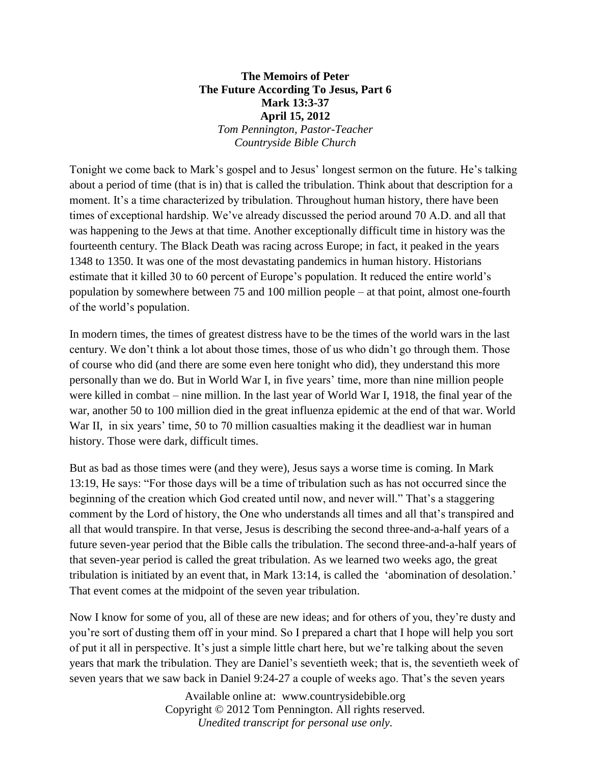**The Memoirs of Peter**
**The Future According To Jesus, Part 6**
**Mark 13:3-37**
**April 15, 2012**
*Tom Pennington, Pastor-Teacher*
*Countryside Bible Church*

Tonight we come back to Mark's gospel and to Jesus' longest sermon on the future. He's talking about a period of time (that is in) that is called the tribulation. Think about that description for a moment. It's a time characterized by tribulation. Throughout human history, there have been times of exceptional hardship. We've already discussed the period around 70 A.D. and all that was happening to the Jews at that time. Another exceptionally difficult time in history was the fourteenth century. The Black Death was racing across Europe; in fact, it peaked in the years 1348 to 1350. It was one of the most devastating pandemics in human history. Historians estimate that it killed 30 to 60 percent of Europe's population. It reduced the entire world's population by somewhere between 75 and 100 million people – at that point, almost one-fourth of the world's population.

In modern times, the times of greatest distress have to be the times of the world wars in the last century. We don't think a lot about those times, those of us who didn't go through them. Those of course who did (and there are some even here tonight who did), they understand this more personally than we do. But in World War I, in five years' time, more than nine million people were killed in combat – nine million. In the last year of World War I, 1918, the final year of the war, another 50 to 100 million died in the great influenza epidemic at the end of that war. World War II, in six years' time, 50 to 70 million casualties making it the deadliest war in human history. Those were dark, difficult times.

But as bad as those times were (and they were), Jesus says a worse time is coming. In Mark 13:19, He says: "For those days will be a time of tribulation such as has not occurred since the beginning of the creation which God created until now, and never will." That's a staggering comment by the Lord of history, the One who understands all times and all that's transpired and all that would transpire. In that verse, Jesus is describing the second three-and-a-half years of a future seven-year period that the Bible calls the tribulation. The second three-and-a-half years of that seven-year period is called the great tribulation. As we learned two weeks ago, the great tribulation is initiated by an event that, in Mark 13:14, is called the 'abomination of desolation.' That event comes at the midpoint of the seven year tribulation.

Now I know for some of you, all of these are new ideas; and for others of you, they're dusty and you're sort of dusting them off in your mind. So I prepared a chart that I hope will help you sort of put it all in perspective. It's just a simple little chart here, but we're talking about the seven years that mark the tribulation. They are Daniel's seventieth week; that is, the seventieth week of seven years that we saw back in Daniel 9:24-27 a couple of weeks ago. That's the seven years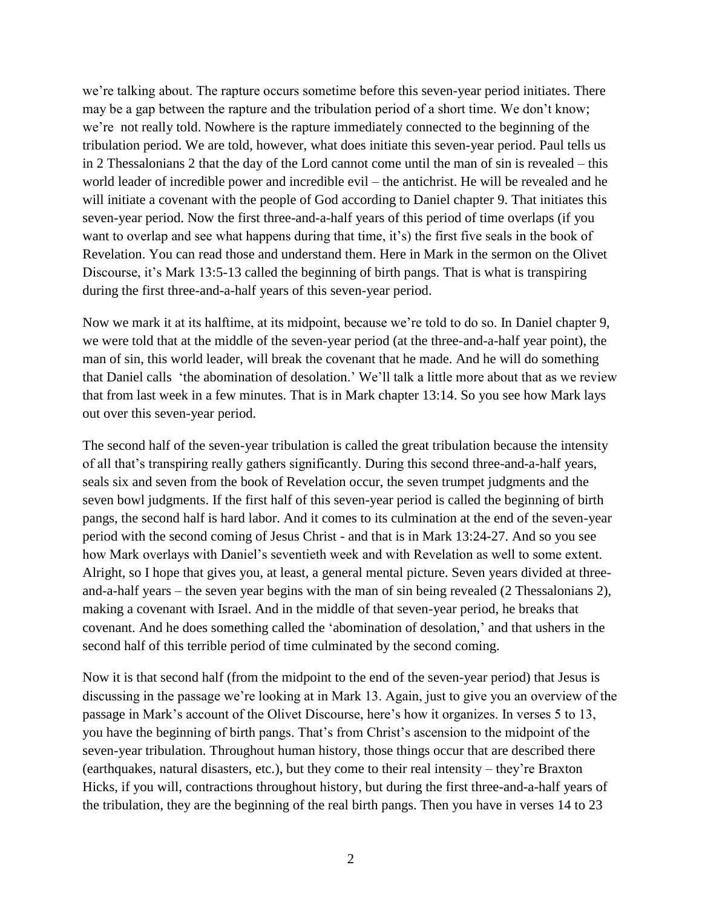we're talking about. The rapture occurs sometime before this seven-year period initiates. There may be a gap between the rapture and the tribulation period of a short time. We don't know; we're not really told. Nowhere is the rapture immediately connected to the beginning of the tribulation period. We are told, however, what does initiate this seven-year period. Paul tells us in 2 Thessalonians 2 that the day of the Lord cannot come until the man of sin is revealed – this world leader of incredible power and incredible evil – the antichrist. He will be revealed and he will initiate a covenant with the people of God according to Daniel chapter 9. That initiates this seven-year period. Now the first three-and-a-half years of this period of time overlaps (if you want to overlap and see what happens during that time, it's) the first five seals in the book of Revelation. You can read those and understand them. Here in Mark in the sermon on the Olivet Discourse, it's Mark 13:5-13 called the beginning of birth pangs. That is what is transpiring during the first three-and-a-half years of this seven-year period.

Now we mark it at its halftime, at its midpoint, because we're told to do so. In Daniel chapter 9, we were told that at the middle of the seven-year period (at the three-and-a-half year point), the man of sin, this world leader, will break the covenant that he made. And he will do something that Daniel calls 'the abomination of desolation.' We'll talk a little more about that as we review that from last week in a few minutes. That is in Mark chapter 13:14. So you see how Mark lays out over this seven-year period.

The second half of the seven-year tribulation is called the great tribulation because the intensity of all that's transpiring really gathers significantly. During this second three-and-a-half years, seals six and seven from the book of Revelation occur, the seven trumpet judgments and the seven bowl judgments. If the first half of this seven-year period is called the beginning of birth pangs, the second half is hard labor. And it comes to its culmination at the end of the seven-year period with the second coming of Jesus Christ - and that is in Mark 13:24-27. And so you see how Mark overlays with Daniel's seventieth week and with Revelation as well to some extent. Alright, so I hope that gives you, at least, a general mental picture. Seven years divided at three-and-a-half years – the seven year begins with the man of sin being revealed (2 Thessalonians 2), making a covenant with Israel. And in the middle of that seven-year period, he breaks that covenant. And he does something called the 'abomination of desolation,' and that ushers in the second half of this terrible period of time culminated by the second coming.

Now it is that second half (from the midpoint to the end of the seven-year period) that Jesus is discussing in the passage we're looking at in Mark 13. Again, just to give you an overview of the passage in Mark's account of the Olivet Discourse, here's how it organizes. In verses 5 to 13, you have the beginning of birth pangs. That's from Christ's ascension to the midpoint of the seven-year tribulation. Throughout human history, those things occur that are described there (earthquakes, natural disasters, etc.), but they come to their real intensity – they're Braxton Hicks, if you will, contractions throughout history, but during the first three-and-a-half years of the tribulation, they are the beginning of the real birth pangs. Then you have in verses 14 to 23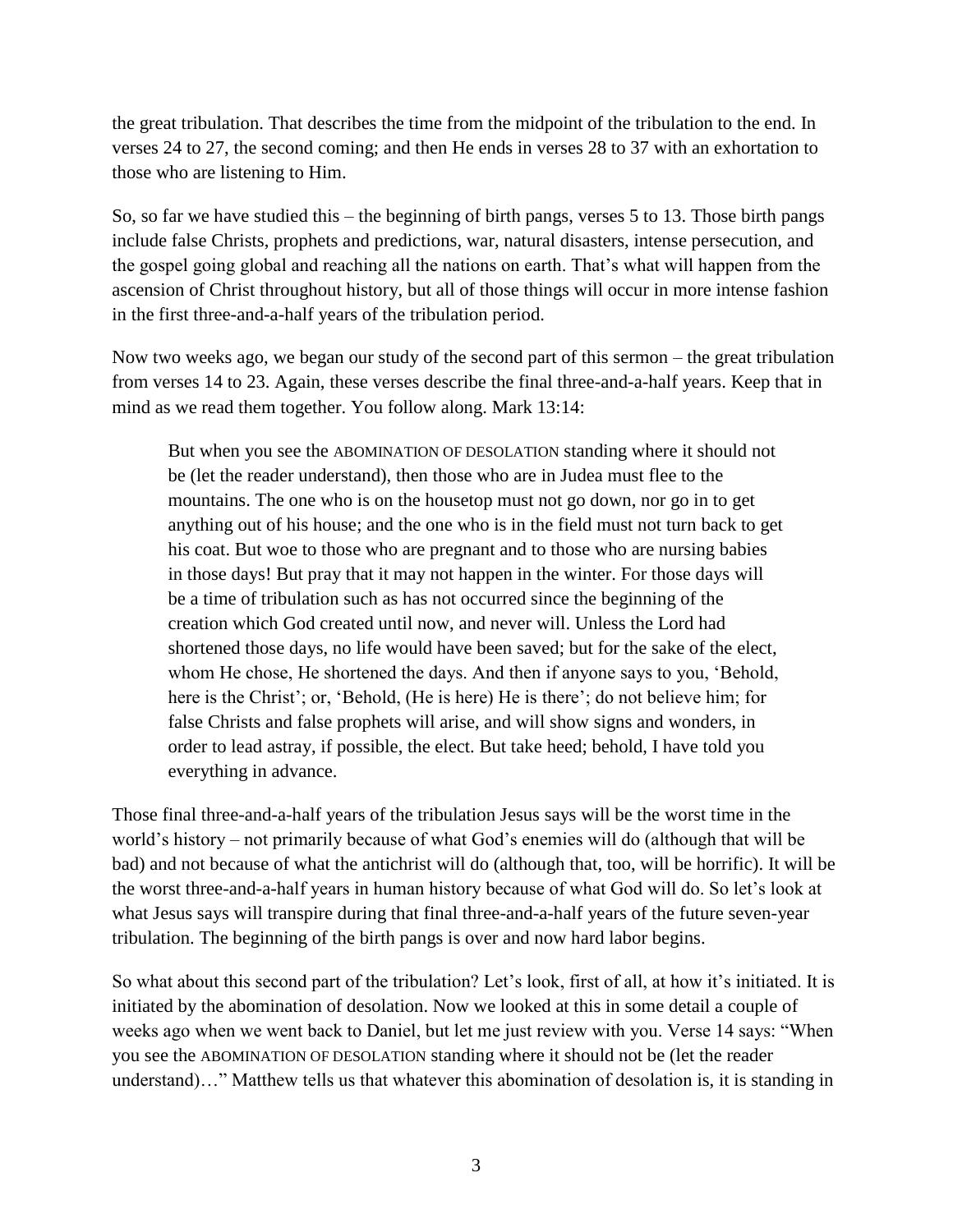the great tribulation. That describes the time from the midpoint of the tribulation to the end. In verses 24 to 27, the second coming; and then He ends in verses 28 to 37 with an exhortation to those who are listening to Him.

So, so far we have studied this – the beginning of birth pangs, verses 5 to 13. Those birth pangs include false Christs, prophets and predictions, war, natural disasters, intense persecution, and the gospel going global and reaching all the nations on earth. That's what will happen from the ascension of Christ throughout history, but all of those things will occur in more intense fashion in the first three-and-a-half years of the tribulation period.

Now two weeks ago, we began our study of the second part of this sermon – the great tribulation from verses 14 to 23. Again, these verses describe the final three-and-a-half years. Keep that in mind as we read them together. You follow along. Mark 13:14:

> But when you see the ABOMINATION OF DESOLATION standing where it should not be (let the reader understand), then those who are in Judea must flee to the mountains. The one who is on the housetop must not go down, nor go in to get anything out of his house; and the one who is in the field must not turn back to get his coat. But woe to those who are pregnant and to those who are nursing babies in those days! But pray that it may not happen in the winter. For those days will be a time of tribulation such as has not occurred since the beginning of the creation which God created until now, and never will. Unless the Lord had shortened those days, no life would have been saved; but for the sake of the elect, whom He chose, He shortened the days. And then if anyone says to you, 'Behold, here is the Christ'; or, 'Behold, (He is here) He is there'; do not believe him; for false Christs and false prophets will arise, and will show signs and wonders, in order to lead astray, if possible, the elect. But take heed; behold, I have told you everything in advance.

Those final three-and-a-half years of the tribulation Jesus says will be the worst time in the world's history – not primarily because of what God's enemies will do (although that will be bad) and not because of what the antichrist will do (although that, too, will be horrific). It will be the worst three-and-a-half years in human history because of what God will do. So let's look at what Jesus says will transpire during that final three-and-a-half years of the future seven-year tribulation. The beginning of the birth pangs is over and now hard labor begins.

So what about this second part of the tribulation? Let's look, first of all, at how it's initiated. It is initiated by the abomination of desolation. Now we looked at this in some detail a couple of weeks ago when we went back to Daniel, but let me just review with you. Verse 14 says: "When you see the ABOMINATION OF DESOLATION standing where it should not be (let the reader understand)…" Matthew tells us that whatever this abomination of desolation is, it is standing in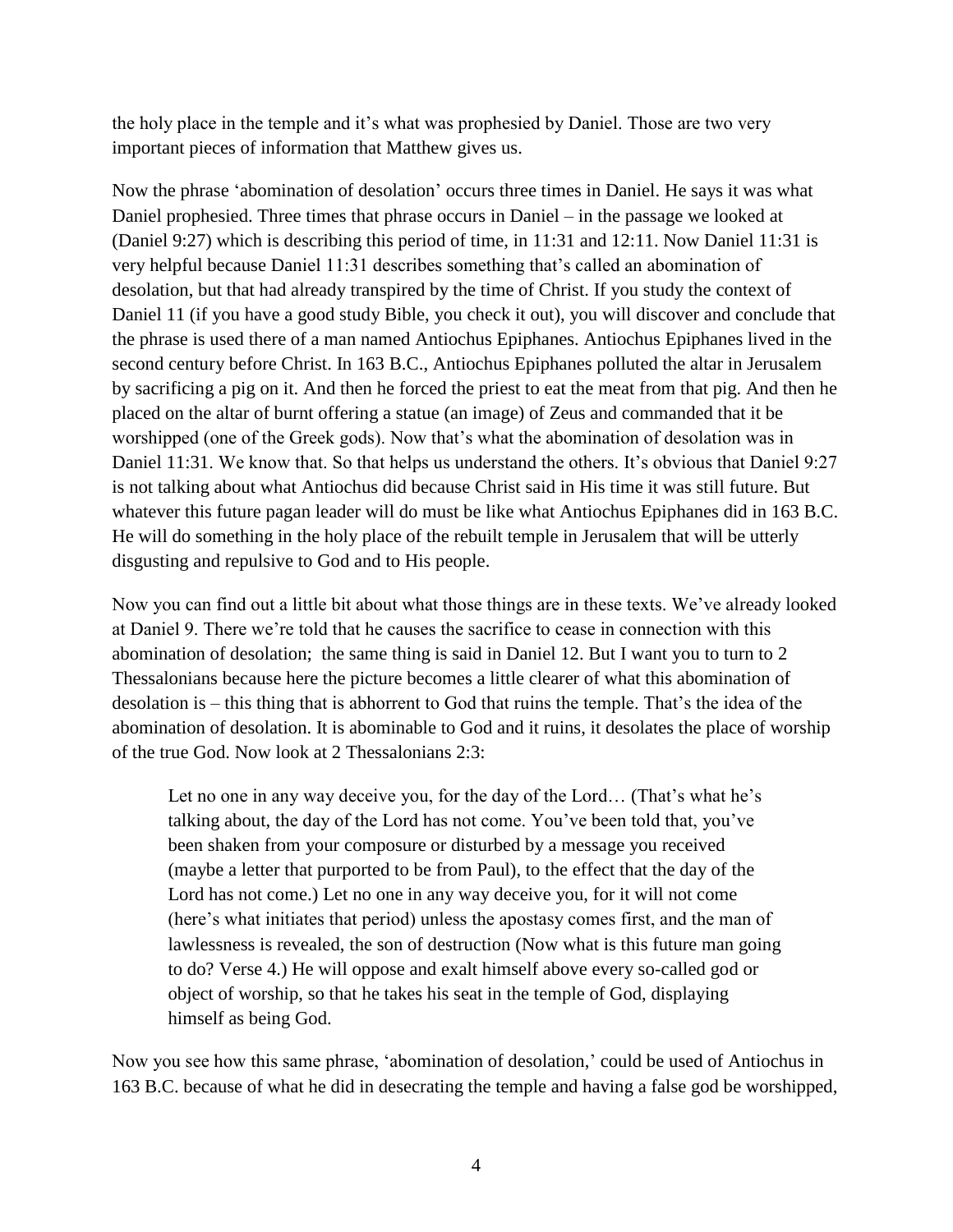the holy place in the temple and it's what was prophesied by Daniel. Those are two very important pieces of information that Matthew gives us.

Now the phrase 'abomination of desolation' occurs three times in Daniel. He says it was what Daniel prophesied. Three times that phrase occurs in Daniel – in the passage we looked at (Daniel 9:27) which is describing this period of time, in 11:31 and 12:11. Now Daniel 11:31 is very helpful because Daniel 11:31 describes something that's called an abomination of desolation, but that had already transpired by the time of Christ. If you study the context of Daniel 11 (if you have a good study Bible, you check it out), you will discover and conclude that the phrase is used there of a man named Antiochus Epiphanes. Antiochus Epiphanes lived in the second century before Christ. In 163 B.C., Antiochus Epiphanes polluted the altar in Jerusalem by sacrificing a pig on it. And then he forced the priest to eat the meat from that pig. And then he placed on the altar of burnt offering a statue (an image) of Zeus and commanded that it be worshipped (one of the Greek gods). Now that's what the abomination of desolation was in Daniel 11:31. We know that. So that helps us understand the others. It's obvious that Daniel 9:27 is not talking about what Antiochus did because Christ said in His time it was still future. But whatever this future pagan leader will do must be like what Antiochus Epiphanes did in 163 B.C. He will do something in the holy place of the rebuilt temple in Jerusalem that will be utterly disgusting and repulsive to God and to His people.

Now you can find out a little bit about what those things are in these texts. We've already looked at Daniel 9. There we're told that he causes the sacrifice to cease in connection with this abomination of desolation; the same thing is said in Daniel 12. But I want you to turn to 2 Thessalonians because here the picture becomes a little clearer of what this abomination of desolation is – this thing that is abhorrent to God that ruins the temple. That's the idea of the abomination of desolation. It is abominable to God and it ruins, it desolates the place of worship of the true God. Now look at 2 Thessalonians 2:3:

> Let no one in any way deceive you, for the day of the Lord… (That's what he's talking about, the day of the Lord has not come. You've been told that, you've been shaken from your composure or disturbed by a message you received (maybe a letter that purported to be from Paul), to the effect that the day of the Lord has not come.) Let no one in any way deceive you, for it will not come (here's what initiates that period) unless the apostasy comes first, and the man of lawlessness is revealed, the son of destruction (Now what is this future man going to do? Verse 4.) He will oppose and exalt himself above every so-called god or object of worship, so that he takes his seat in the temple of God, displaying himself as being God.

Now you see how this same phrase, 'abomination of desolation,' could be used of Antiochus in 163 B.C. because of what he did in desecrating the temple and having a false god be worshipped,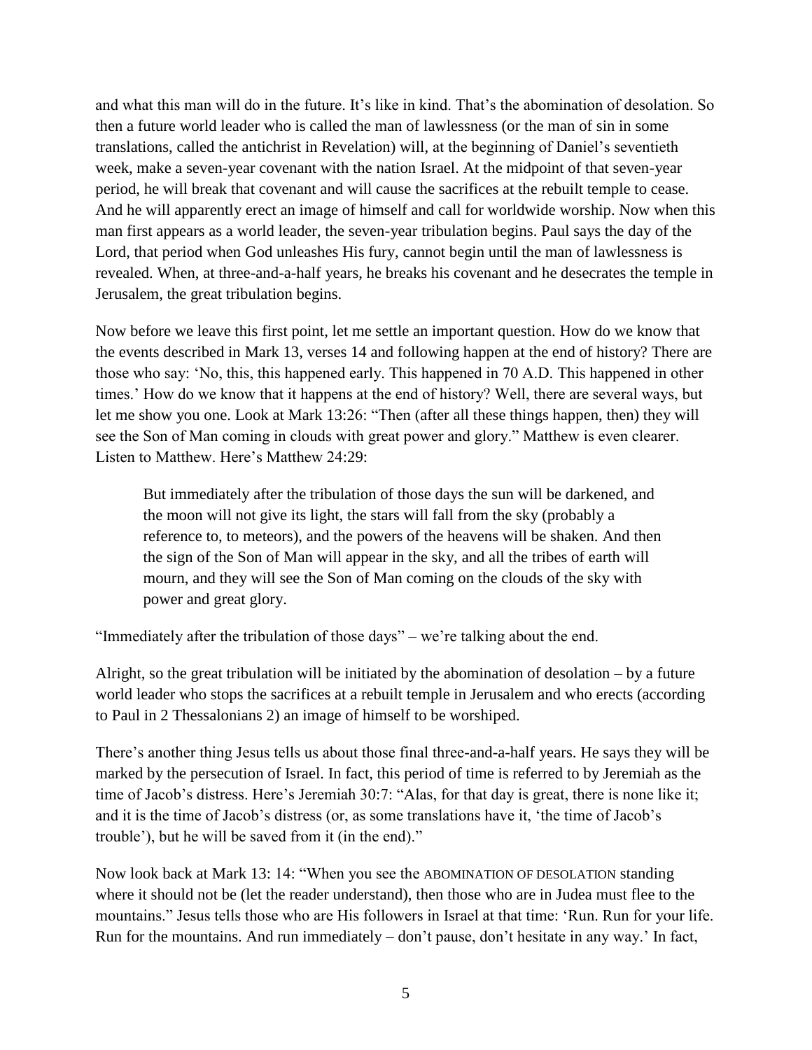and what this man will do in the future. It's like in kind. That's the abomination of desolation. So then a future world leader who is called the man of lawlessness (or the man of sin in some translations, called the antichrist in Revelation) will, at the beginning of Daniel's seventieth week, make a seven-year covenant with the nation Israel. At the midpoint of that seven-year period, he will break that covenant and will cause the sacrifices at the rebuilt temple to cease. And he will apparently erect an image of himself and call for worldwide worship. Now when this man first appears as a world leader, the seven-year tribulation begins. Paul says the day of the Lord, that period when God unleashes His fury, cannot begin until the man of lawlessness is revealed. When, at three-and-a-half years, he breaks his covenant and he desecrates the temple in Jerusalem, the great tribulation begins.

Now before we leave this first point, let me settle an important question. How do we know that the events described in Mark 13, verses 14 and following happen at the end of history? There are those who say: 'No, this, this happened early. This happened in 70 A.D. This happened in other times.' How do we know that it happens at the end of history? Well, there are several ways, but let me show you one. Look at Mark 13:26: "Then (after all these things happen, then) they will see the Son of Man coming in clouds with great power and glory." Matthew is even clearer. Listen to Matthew. Here's Matthew 24:29:

> But immediately after the tribulation of those days the sun will be darkened, and the moon will not give its light, the stars will fall from the sky (probably a reference to, to meteors), and the powers of the heavens will be shaken. And then the sign of the Son of Man will appear in the sky, and all the tribes of earth will mourn, and they will see the Son of Man coming on the clouds of the sky with power and great glory.

"Immediately after the tribulation of those days" – we're talking about the end.

Alright, so the great tribulation will be initiated by the abomination of desolation – by a future world leader who stops the sacrifices at a rebuilt temple in Jerusalem and who erects (according to Paul in 2 Thessalonians 2) an image of himself to be worshiped.

There's another thing Jesus tells us about those final three-and-a-half years. He says they will be marked by the persecution of Israel. In fact, this period of time is referred to by Jeremiah as the time of Jacob's distress. Here's Jeremiah 30:7: "Alas, for that day is great, there is none like it; and it is the time of Jacob's distress (or, as some translations have it, 'the time of Jacob's trouble'), but he will be saved from it (in the end)."

Now look back at Mark 13: 14: "When you see the ABOMINATION OF DESOLATION standing where it should not be (let the reader understand), then those who are in Judea must flee to the mountains." Jesus tells those who are His followers in Israel at that time: 'Run. Run for your life. Run for the mountains. And run immediately – don't pause, don't hesitate in any way.' In fact,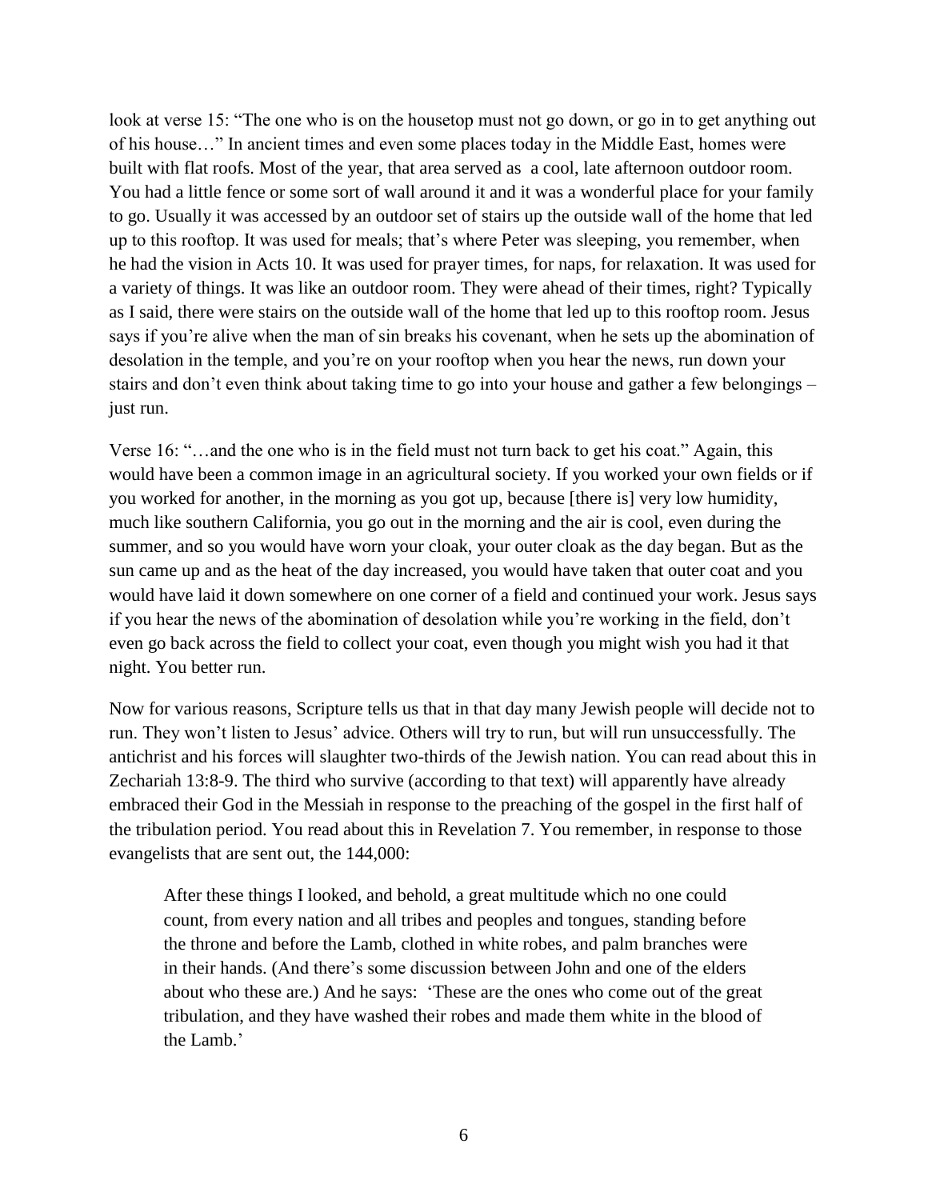look at verse 15: "The one who is on the housetop must not go down, or go in to get anything out of his house…" In ancient times and even some places today in the Middle East, homes were built with flat roofs. Most of the year, that area served as a cool, late afternoon outdoor room. You had a little fence or some sort of wall around it and it was a wonderful place for your family to go. Usually it was accessed by an outdoor set of stairs up the outside wall of the home that led up to this rooftop. It was used for meals; that's where Peter was sleeping, you remember, when he had the vision in Acts 10. It was used for prayer times, for naps, for relaxation. It was used for a variety of things. It was like an outdoor room. They were ahead of their times, right? Typically as I said, there were stairs on the outside wall of the home that led up to this rooftop room. Jesus says if you're alive when the man of sin breaks his covenant, when he sets up the abomination of desolation in the temple, and you're on your rooftop when you hear the news, run down your stairs and don't even think about taking time to go into your house and gather a few belongings – just run.

Verse 16: "…and the one who is in the field must not turn back to get his coat." Again, this would have been a common image in an agricultural society. If you worked your own fields or if you worked for another, in the morning as you got up, because [there is] very low humidity, much like southern California, you go out in the morning and the air is cool, even during the summer, and so you would have worn your cloak, your outer cloak as the day began. But as the sun came up and as the heat of the day increased, you would have taken that outer coat and you would have laid it down somewhere on one corner of a field and continued your work. Jesus says if you hear the news of the abomination of desolation while you're working in the field, don't even go back across the field to collect your coat, even though you might wish you had it that night. You better run.

Now for various reasons, Scripture tells us that in that day many Jewish people will decide not to run. They won't listen to Jesus' advice. Others will try to run, but will run unsuccessfully. The antichrist and his forces will slaughter two-thirds of the Jewish nation. You can read about this in Zechariah 13:8-9. The third who survive (according to that text) will apparently have already embraced their God in the Messiah in response to the preaching of the gospel in the first half of the tribulation period. You read about this in Revelation 7. You remember, in response to those evangelists that are sent out, the 144,000:

> After these things I looked, and behold, a great multitude which no one could count, from every nation and all tribes and peoples and tongues, standing before the throne and before the Lamb, clothed in white robes, and palm branches were in their hands. (And there's some discussion between John and one of the elders about who these are.) And he says: 'These are the ones who come out of the great tribulation, and they have washed their robes and made them white in the blood of the Lamb.'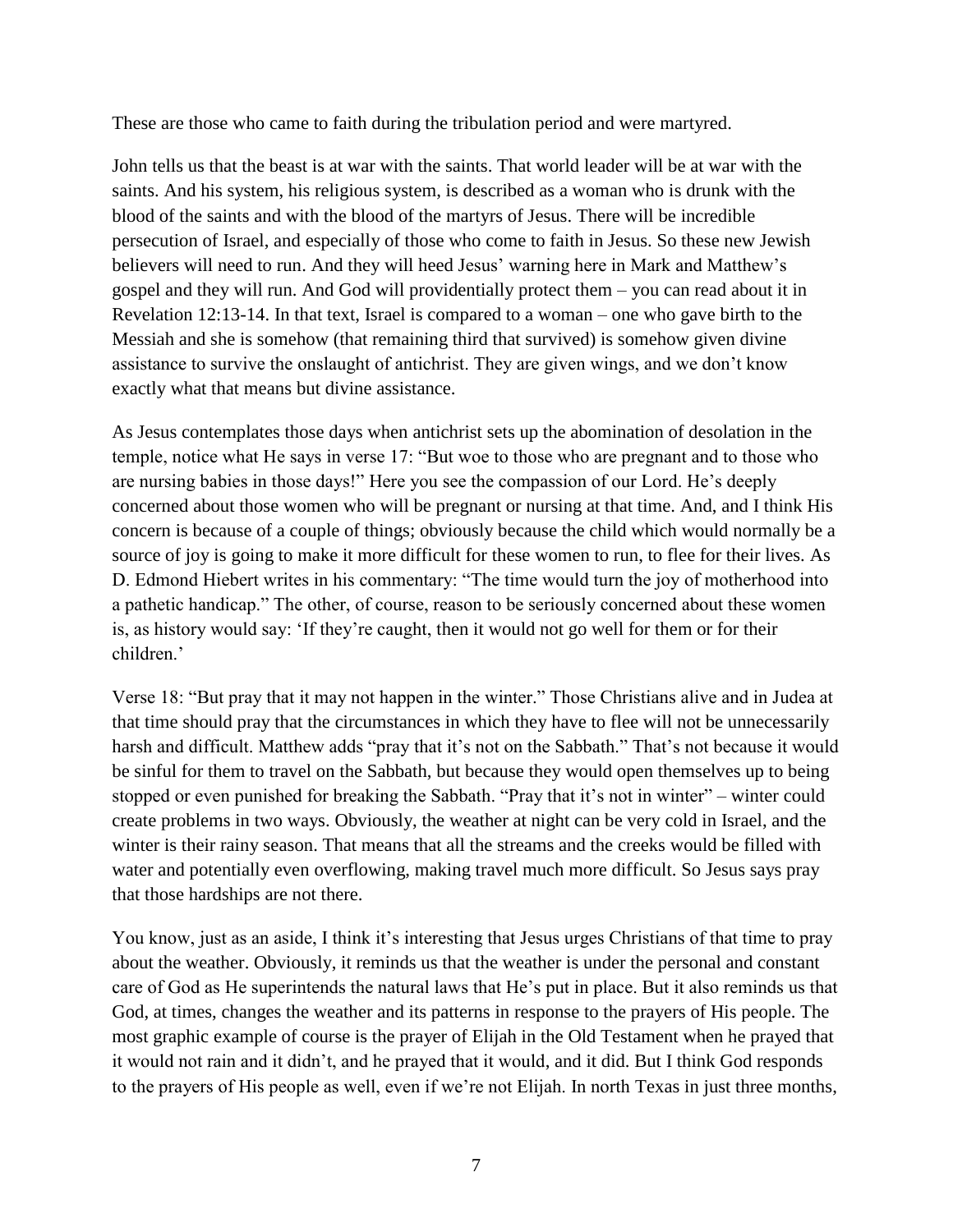These are those who came to faith during the tribulation period and were martyred.

John tells us that the beast is at war with the saints. That world leader will be at war with the saints. And his system, his religious system, is described as a woman who is drunk with the blood of the saints and with the blood of the martyrs of Jesus. There will be incredible persecution of Israel, and especially of those who come to faith in Jesus. So these new Jewish believers will need to run. And they will heed Jesus' warning here in Mark and Matthew's gospel and they will run. And God will providentially protect them – you can read about it in Revelation 12:13-14. In that text, Israel is compared to a woman – one who gave birth to the Messiah and she is somehow (that remaining third that survived) is somehow given divine assistance to survive the onslaught of antichrist. They are given wings, and we don't know exactly what that means but divine assistance.

As Jesus contemplates those days when antichrist sets up the abomination of desolation in the temple, notice what He says in verse 17: "But woe to those who are pregnant and to those who are nursing babies in those days!" Here you see the compassion of our Lord. He's deeply concerned about those women who will be pregnant or nursing at that time. And, and I think His concern is because of a couple of things; obviously because the child which would normally be a source of joy is going to make it more difficult for these women to run, to flee for their lives. As D. Edmond Hiebert writes in his commentary: "The time would turn the joy of motherhood into a pathetic handicap." The other, of course, reason to be seriously concerned about these women is, as history would say: 'If they're caught, then it would not go well for them or for their children.'

Verse 18: "But pray that it may not happen in the winter." Those Christians alive and in Judea at that time should pray that the circumstances in which they have to flee will not be unnecessarily harsh and difficult. Matthew adds "pray that it's not on the Sabbath." That's not because it would be sinful for them to travel on the Sabbath, but because they would open themselves up to being stopped or even punished for breaking the Sabbath. "Pray that it's not in winter" – winter could create problems in two ways. Obviously, the weather at night can be very cold in Israel, and the winter is their rainy season. That means that all the streams and the creeks would be filled with water and potentially even overflowing, making travel much more difficult. So Jesus says pray that those hardships are not there.

You know, just as an aside, I think it's interesting that Jesus urges Christians of that time to pray about the weather. Obviously, it reminds us that the weather is under the personal and constant care of God as He superintends the natural laws that He's put in place. But it also reminds us that God, at times, changes the weather and its patterns in response to the prayers of His people. The most graphic example of course is the prayer of Elijah in the Old Testament when he prayed that it would not rain and it didn't, and he prayed that it would, and it did. But I think God responds to the prayers of His people as well, even if we're not Elijah. In north Texas in just three months,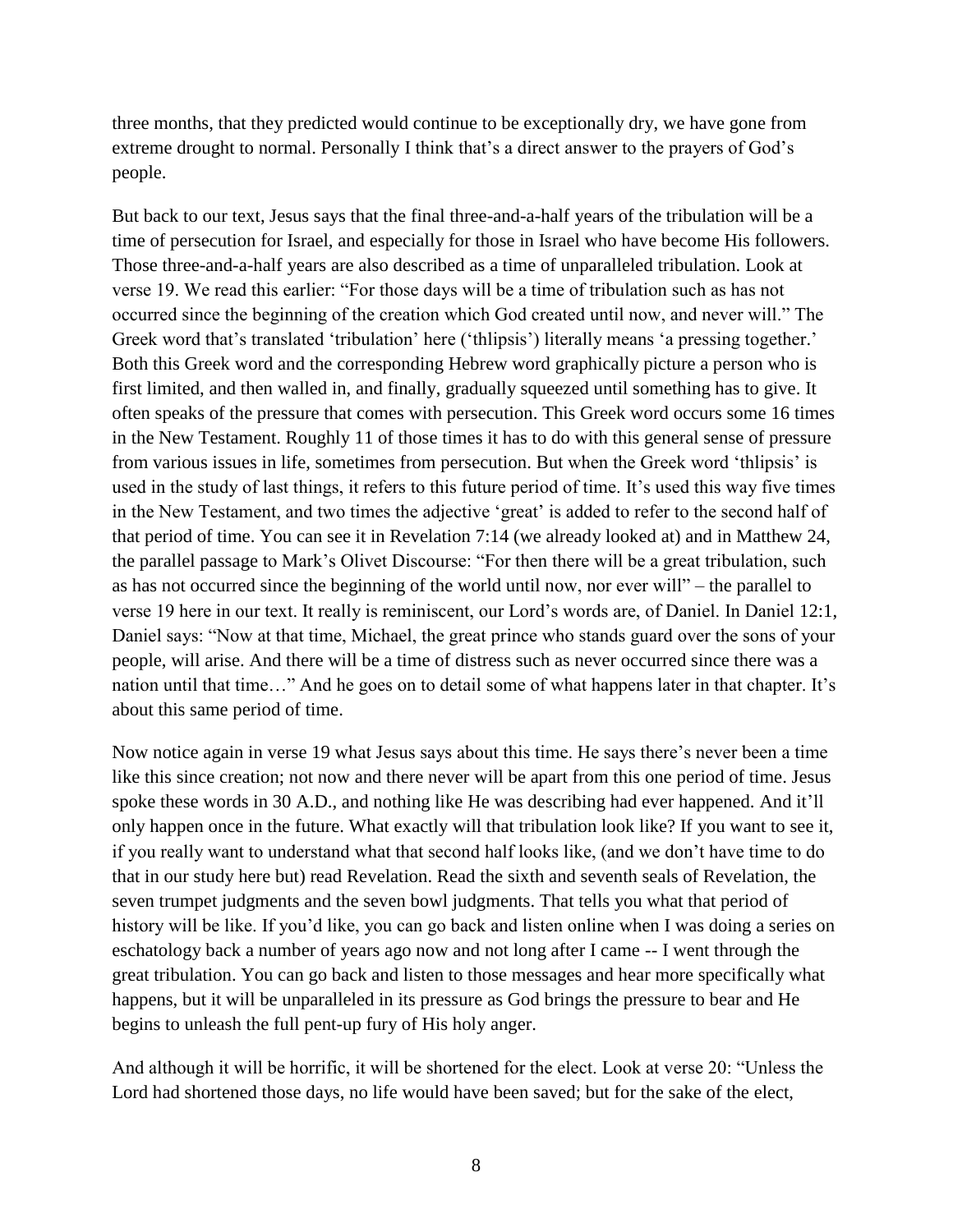three months, that they predicted would continue to be exceptionally dry, we have gone from extreme drought to normal. Personally I think that's a direct answer to the prayers of God's people.

But back to our text, Jesus says that the final three-and-a-half years of the tribulation will be a time of persecution for Israel, and especially for those in Israel who have become His followers. Those three-and-a-half years are also described as a time of unparalleled tribulation. Look at verse 19. We read this earlier: "For those days will be a time of tribulation such as has not occurred since the beginning of the creation which God created until now, and never will." The Greek word that's translated 'tribulation' here ('thlipsis') literally means 'a pressing together.' Both this Greek word and the corresponding Hebrew word graphically picture a person who is first limited, and then walled in, and finally, gradually squeezed until something has to give. It often speaks of the pressure that comes with persecution. This Greek word occurs some 16 times in the New Testament. Roughly 11 of those times it has to do with this general sense of pressure from various issues in life, sometimes from persecution. But when the Greek word 'thlipsis' is used in the study of last things, it refers to this future period of time. It's used this way five times in the New Testament, and two times the adjective 'great' is added to refer to the second half of that period of time. You can see it in Revelation 7:14 (we already looked at) and in Matthew 24, the parallel passage to Mark's Olivet Discourse: "For then there will be a great tribulation, such as has not occurred since the beginning of the world until now, nor ever will" – the parallel to verse 19 here in our text. It really is reminiscent, our Lord's words are, of Daniel. In Daniel 12:1, Daniel says: "Now at that time, Michael, the great prince who stands guard over the sons of your people, will arise. And there will be a time of distress such as never occurred since there was a nation until that time…" And he goes on to detail some of what happens later in that chapter. It's about this same period of time.

Now notice again in verse 19 what Jesus says about this time. He says there's never been a time like this since creation; not now and there never will be apart from this one period of time. Jesus spoke these words in 30 A.D., and nothing like He was describing had ever happened. And it'll only happen once in the future. What exactly will that tribulation look like? If you want to see it, if you really want to understand what that second half looks like, (and we don't have time to do that in our study here but) read Revelation. Read the sixth and seventh seals of Revelation, the seven trumpet judgments and the seven bowl judgments. That tells you what that period of history will be like. If you'd like, you can go back and listen online when I was doing a series on eschatology back a number of years ago now and not long after I came -- I went through the great tribulation. You can go back and listen to those messages and hear more specifically what happens, but it will be unparalleled in its pressure as God brings the pressure to bear and He begins to unleash the full pent-up fury of His holy anger.

And although it will be horrific, it will be shortened for the elect. Look at verse 20: "Unless the Lord had shortened those days, no life would have been saved; but for the sake of the elect,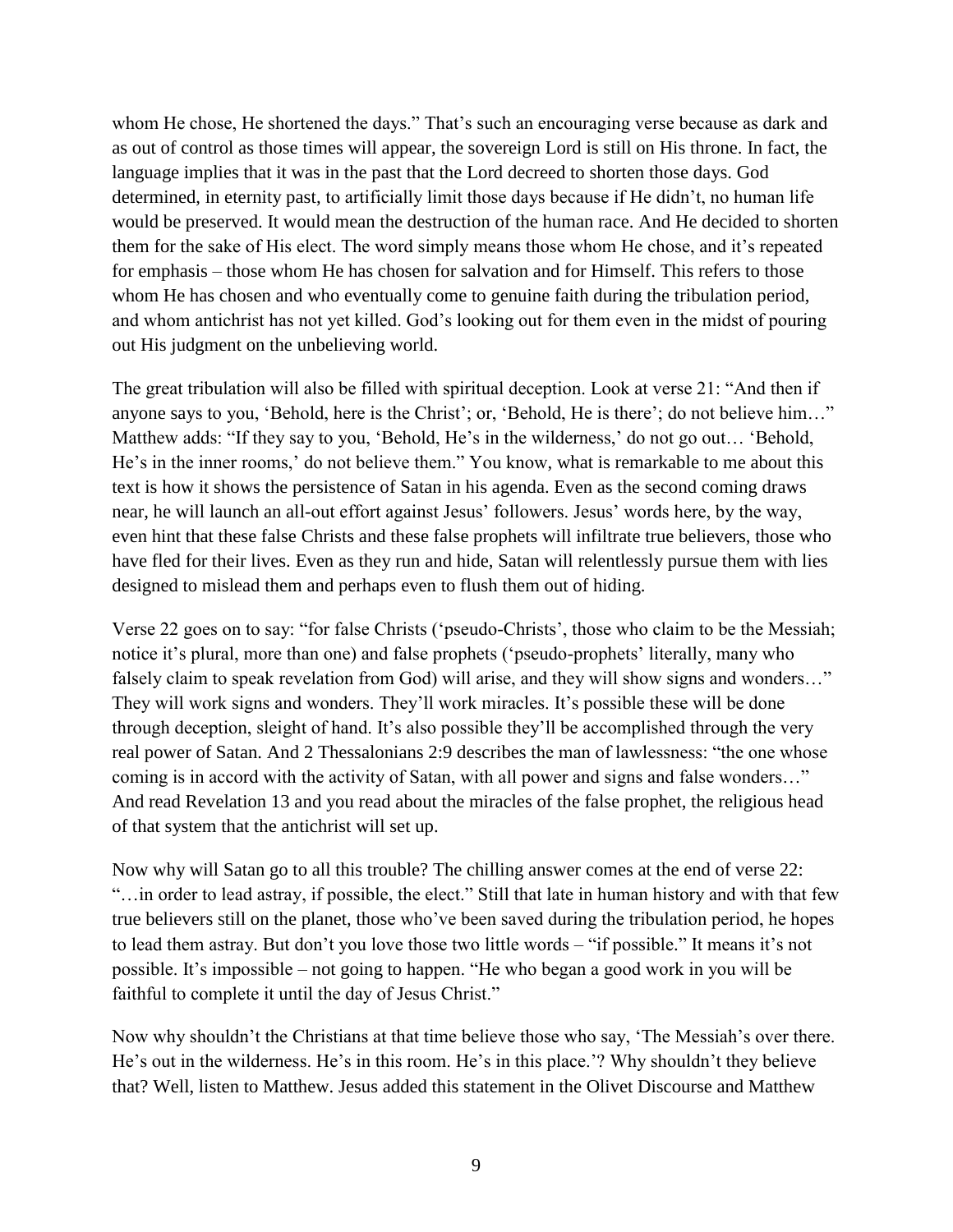whom He chose, He shortened the days." That's such an encouraging verse because as dark and as out of control as those times will appear, the sovereign Lord is still on His throne. In fact, the language implies that it was in the past that the Lord decreed to shorten those days. God determined, in eternity past, to artificially limit those days because if He didn't, no human life would be preserved. It would mean the destruction of the human race. And He decided to shorten them for the sake of His elect. The word simply means those whom He chose, and it's repeated for emphasis – those whom He has chosen for salvation and for Himself. This refers to those whom He has chosen and who eventually come to genuine faith during the tribulation period, and whom antichrist has not yet killed. God's looking out for them even in the midst of pouring out His judgment on the unbelieving world.

The great tribulation will also be filled with spiritual deception. Look at verse 21: "And then if anyone says to you, 'Behold, here is the Christ'; or, 'Behold, He is there'; do not believe him…" Matthew adds: "If they say to you, 'Behold, He's in the wilderness,' do not go out… 'Behold, He's in the inner rooms,' do not believe them." You know, what is remarkable to me about this text is how it shows the persistence of Satan in his agenda. Even as the second coming draws near, he will launch an all-out effort against Jesus' followers. Jesus' words here, by the way, even hint that these false Christs and these false prophets will infiltrate true believers, those who have fled for their lives. Even as they run and hide, Satan will relentlessly pursue them with lies designed to mislead them and perhaps even to flush them out of hiding.

Verse 22 goes on to say: "for false Christs ('pseudo-Christs', those who claim to be the Messiah; notice it's plural, more than one) and false prophets ('pseudo-prophets' literally, many who falsely claim to speak revelation from God) will arise, and they will show signs and wonders…" They will work signs and wonders. They'll work miracles. It's possible these will be done through deception, sleight of hand. It's also possible they'll be accomplished through the very real power of Satan. And 2 Thessalonians 2:9 describes the man of lawlessness: "the one whose coming is in accord with the activity of Satan, with all power and signs and false wonders…" And read Revelation 13 and you read about the miracles of the false prophet, the religious head of that system that the antichrist will set up.

Now why will Satan go to all this trouble? The chilling answer comes at the end of verse 22: "…in order to lead astray, if possible, the elect." Still that late in human history and with that few true believers still on the planet, those who've been saved during the tribulation period, he hopes to lead them astray. But don't you love those two little words – "if possible." It means it's not possible. It's impossible – not going to happen. "He who began a good work in you will be faithful to complete it until the day of Jesus Christ."

Now why shouldn't the Christians at that time believe those who say, 'The Messiah's over there. He's out in the wilderness. He's in this room. He's in this place.'? Why shouldn't they believe that? Well, listen to Matthew. Jesus added this statement in the Olivet Discourse and Matthew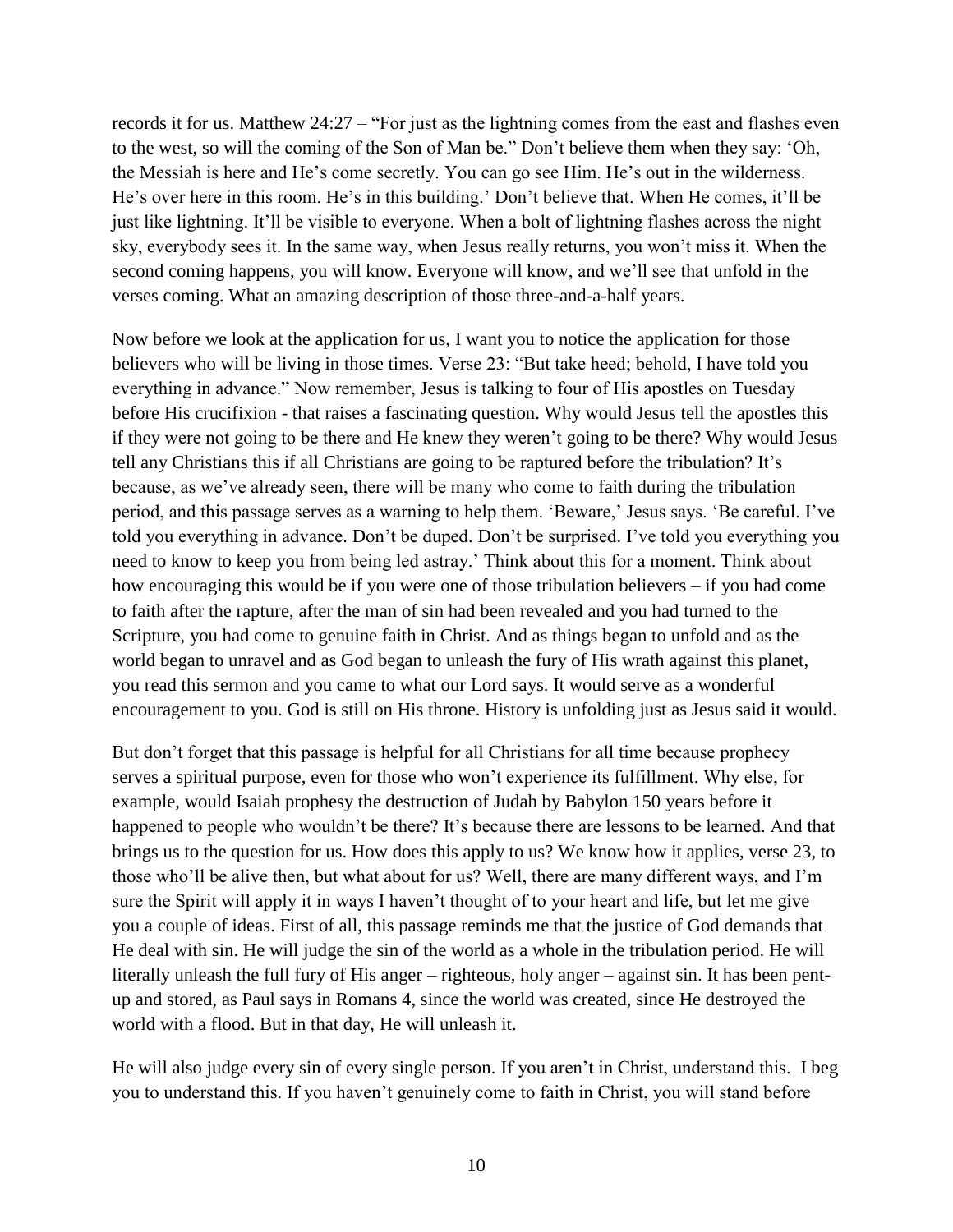records it for us. Matthew 24:27 – "For just as the lightning comes from the east and flashes even to the west, so will the coming of the Son of Man be." Don't believe them when they say: 'Oh, the Messiah is here and He's come secretly. You can go see Him. He's out in the wilderness. He's over here in this room. He's in this building.' Don't believe that. When He comes, it'll be just like lightning. It'll be visible to everyone. When a bolt of lightning flashes across the night sky, everybody sees it. In the same way, when Jesus really returns, you won't miss it. When the second coming happens, you will know. Everyone will know, and we'll see that unfold in the verses coming. What an amazing description of those three-and-a-half years.

Now before we look at the application for us, I want you to notice the application for those believers who will be living in those times. Verse 23: "But take heed; behold, I have told you everything in advance." Now remember, Jesus is talking to four of His apostles on Tuesday before His crucifixion - that raises a fascinating question. Why would Jesus tell the apostles this if they were not going to be there and He knew they weren't going to be there? Why would Jesus tell any Christians this if all Christians are going to be raptured before the tribulation? It's because, as we've already seen, there will be many who come to faith during the tribulation period, and this passage serves as a warning to help them. 'Beware,' Jesus says. 'Be careful. I've told you everything in advance. Don't be duped. Don't be surprised. I've told you everything you need to know to keep you from being led astray.' Think about this for a moment. Think about how encouraging this would be if you were one of those tribulation believers – if you had come to faith after the rapture, after the man of sin had been revealed and you had turned to the Scripture, you had come to genuine faith in Christ. And as things began to unfold and as the world began to unravel and as God began to unleash the fury of His wrath against this planet, you read this sermon and you came to what our Lord says. It would serve as a wonderful encouragement to you. God is still on His throne. History is unfolding just as Jesus said it would.

But don't forget that this passage is helpful for all Christians for all time because prophecy serves a spiritual purpose, even for those who won't experience its fulfillment. Why else, for example, would Isaiah prophesy the destruction of Judah by Babylon 150 years before it happened to people who wouldn't be there? It's because there are lessons to be learned. And that brings us to the question for us. How does this apply to us? We know how it applies, verse 23, to those who'll be alive then, but what about for us? Well, there are many different ways, and I'm sure the Spirit will apply it in ways I haven't thought of to your heart and life, but let me give you a couple of ideas. First of all, this passage reminds me that the justice of God demands that He deal with sin. He will judge the sin of the world as a whole in the tribulation period. He will literally unleash the full fury of His anger – righteous, holy anger – against sin. It has been pent-up and stored, as Paul says in Romans 4, since the world was created, since He destroyed the world with a flood. But in that day, He will unleash it.

He will also judge every sin of every single person. If you aren't in Christ, understand this. I beg you to understand this. If you haven't genuinely come to faith in Christ, you will stand before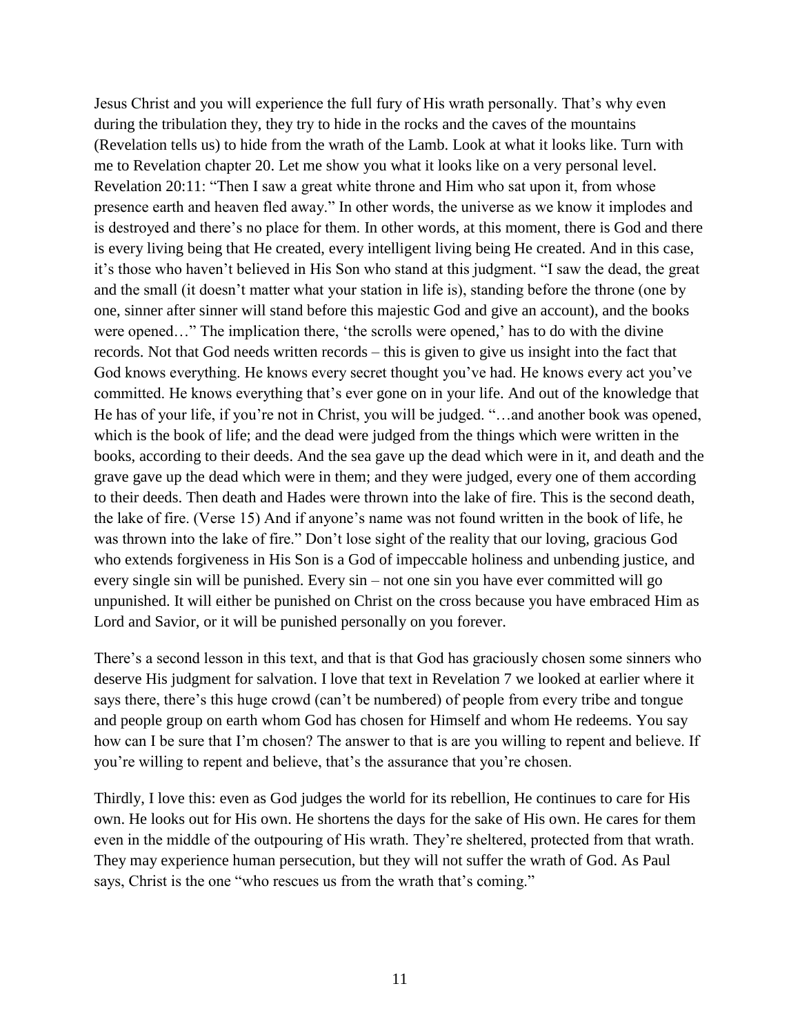Jesus Christ and you will experience the full fury of His wrath personally. That's why even during the tribulation they, they try to hide in the rocks and the caves of the mountains (Revelation tells us) to hide from the wrath of the Lamb. Look at what it looks like. Turn with me to Revelation chapter 20. Let me show you what it looks like on a very personal level. Revelation 20:11: "Then I saw a great white throne and Him who sat upon it, from whose presence earth and heaven fled away." In other words, the universe as we know it implodes and is destroyed and there's no place for them. In other words, at this moment, there is God and there is every living being that He created, every intelligent living being He created. And in this case, it's those who haven't believed in His Son who stand at this judgment. "I saw the dead, the great and the small (it doesn't matter what your station in life is), standing before the throne (one by one, sinner after sinner will stand before this majestic God and give an account), and the books were opened…" The implication there, 'the scrolls were opened,' has to do with the divine records. Not that God needs written records – this is given to give us insight into the fact that God knows everything. He knows every secret thought you've had. He knows every act you've committed. He knows everything that's ever gone on in your life. And out of the knowledge that He has of your life, if you're not in Christ, you will be judged. "…and another book was opened, which is the book of life; and the dead were judged from the things which were written in the books, according to their deeds. And the sea gave up the dead which were in it, and death and the grave gave up the dead which were in them; and they were judged, every one of them according to their deeds. Then death and Hades were thrown into the lake of fire. This is the second death, the lake of fire. (Verse 15) And if anyone's name was not found written in the book of life, he was thrown into the lake of fire." Don't lose sight of the reality that our loving, gracious God who extends forgiveness in His Son is a God of impeccable holiness and unbending justice, and every single sin will be punished. Every sin – not one sin you have ever committed will go unpunished. It will either be punished on Christ on the cross because you have embraced Him as Lord and Savior, or it will be punished personally on you forever.

There's a second lesson in this text, and that is that God has graciously chosen some sinners who deserve His judgment for salvation. I love that text in Revelation 7 we looked at earlier where it says there, there's this huge crowd (can't be numbered) of people from every tribe and tongue and people group on earth whom God has chosen for Himself and whom He redeems. You say how can I be sure that I'm chosen? The answer to that is are you willing to repent and believe. If you're willing to repent and believe, that's the assurance that you're chosen.

Thirdly, I love this: even as God judges the world for its rebellion, He continues to care for His own. He looks out for His own. He shortens the days for the sake of His own. He cares for them even in the middle of the outpouring of His wrath. They're sheltered, protected from that wrath. They may experience human persecution, but they will not suffer the wrath of God. As Paul says, Christ is the one "who rescues us from the wrath that's coming."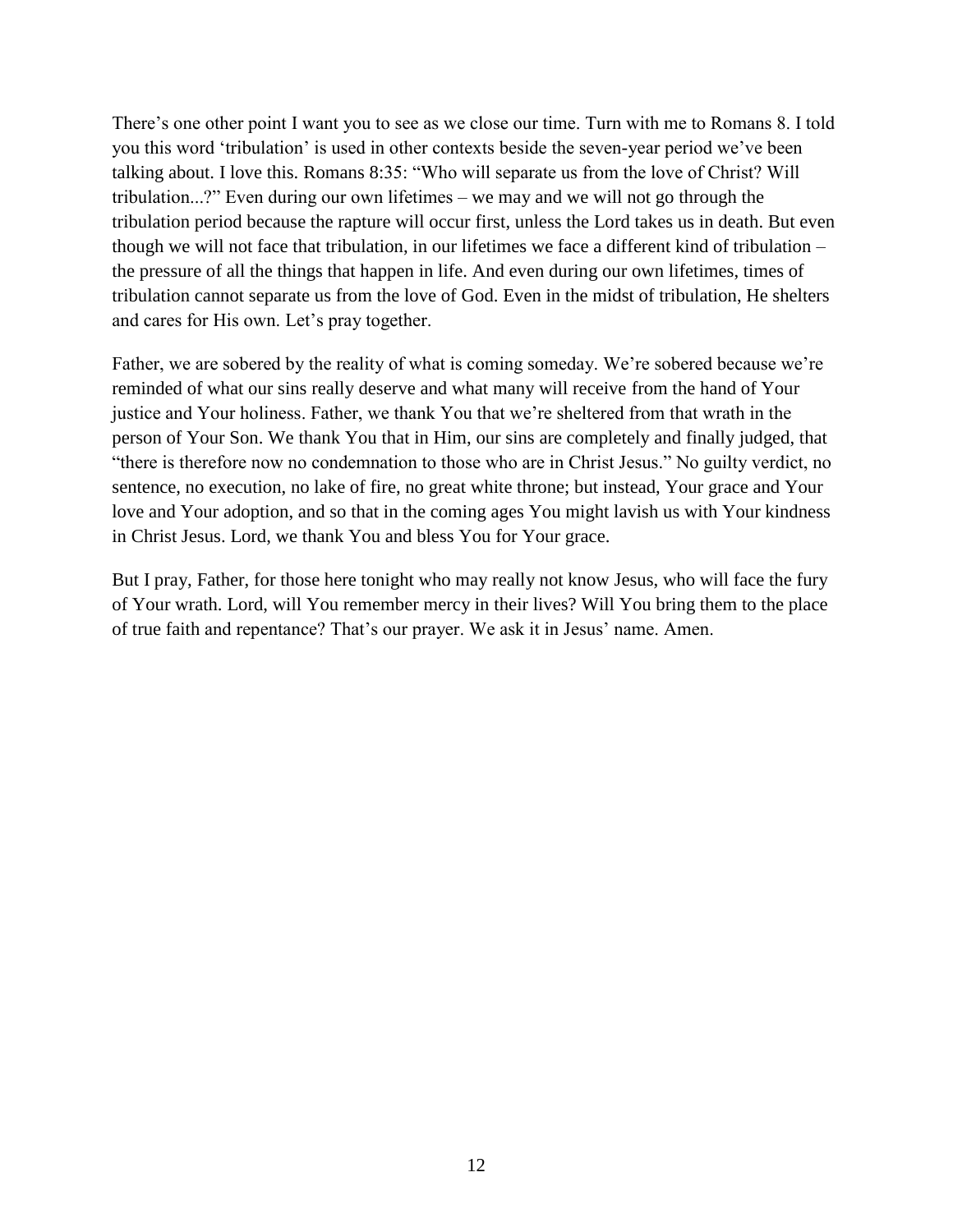There's one other point I want you to see as we close our time. Turn with me to Romans 8. I told you this word 'tribulation' is used in other contexts beside the seven-year period we've been talking about. I love this. Romans 8:35: "Who will separate us from the love of Christ? Will tribulation...?" Even during our own lifetimes – we may and we will not go through the tribulation period because the rapture will occur first, unless the Lord takes us in death. But even though we will not face that tribulation, in our lifetimes we face a different kind of tribulation – the pressure of all the things that happen in life. And even during our own lifetimes, times of tribulation cannot separate us from the love of God. Even in the midst of tribulation, He shelters and cares for His own. Let's pray together.

Father, we are sobered by the reality of what is coming someday. We're sobered because we're reminded of what our sins really deserve and what many will receive from the hand of Your justice and Your holiness. Father, we thank You that we're sheltered from that wrath in the person of Your Son. We thank You that in Him, our sins are completely and finally judged, that "there is therefore now no condemnation to those who are in Christ Jesus." No guilty verdict, no sentence, no execution, no lake of fire, no great white throne; but instead, Your grace and Your love and Your adoption, and so that in the coming ages You might lavish us with Your kindness in Christ Jesus. Lord, we thank You and bless You for Your grace.

But I pray, Father, for those here tonight who may really not know Jesus, who will face the fury of Your wrath. Lord, will You remember mercy in their lives? Will You bring them to the place of true faith and repentance? That's our prayer. We ask it in Jesus' name. Amen.